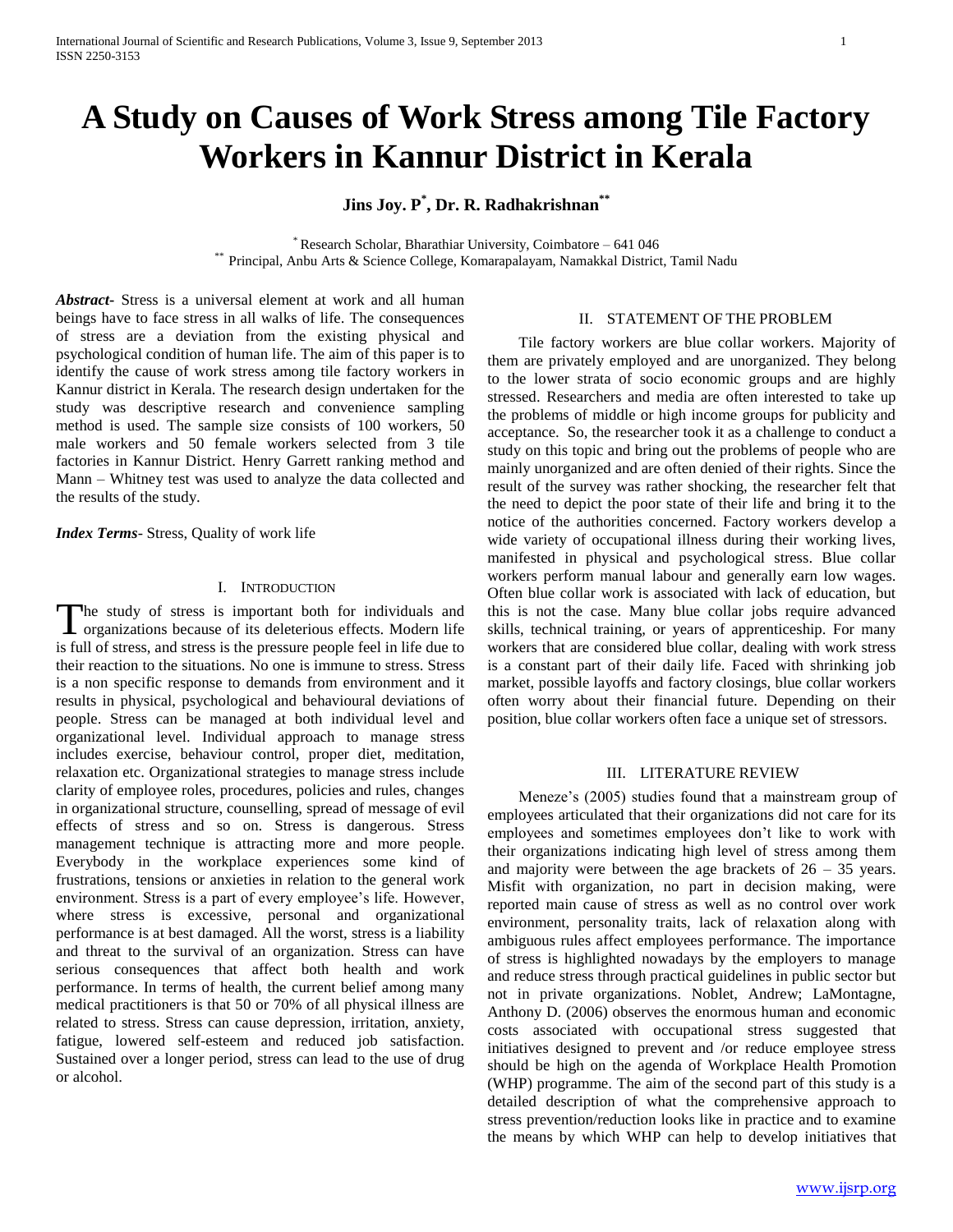# A Study on Causes of Work Stress among Tile Factory Workers in Kannur District in Kerala

**Jins Joy. P[*], Dr. R. Radhakrishnan[**]**

[*] Research Scholar, Bharathiar University, Coimbatore – 641 046
[**] Principal, Anbu Arts & Science College, Komarapalayam, Namakkal District, Tamil Nadu

***Abstract-*** Stress is a universal element at work and all human beings have to face stress in all walks of life. The consequences of stress are a deviation from the existing physical and psychological condition of human life. The aim of this paper is to identify the cause of work stress among tile factory workers in Kannur district in Kerala. The research design undertaken for the study was descriptive research and convenience sampling method is used. The sample size consists of 100 workers, 50 male workers and 50 female workers selected from 3 tile factories in Kannur District. Henry Garrett ranking method and Mann – Whitney test was used to analyze the data collected and the results of the study.

***Index Terms-*** Stress, Quality of work life

## I. Introduction

The study of stress is important both for individuals and organizations because of its deleterious effects. Modern life is full of stress, and stress is the pressure people feel in life due to their reaction to the situations. No one is immune to stress. Stress is a non specific response to demands from environment and it results in physical, psychological and behavioural deviations of people. Stress can be managed at both individual level and organizational level. Individual approach to manage stress includes exercise, behaviour control, proper diet, meditation, relaxation etc. Organizational strategies to manage stress include clarity of employee roles, procedures, policies and rules, changes in organizational structure, counselling, spread of message of evil effects of stress and so on. Stress is dangerous. Stress management technique is attracting more and more people. Everybody in the workplace experiences some kind of frustrations, tensions or anxieties in relation to the general work environment. Stress is a part of every employee's life. However, where stress is excessive, personal and organizational performance is at best damaged. All the worst, stress is a liability and threat to the survival of an organization. Stress can have serious consequences that affect both health and work performance. In terms of health, the current belief among many medical practitioners is that 50 or 70% of all physical illness are related to stress. Stress can cause depression, irritation, anxiety, fatigue, lowered self-esteem and reduced job satisfaction. Sustained over a longer period, stress can lead to the use of drug or alcohol.

## II. Statement of the Problem

Tile factory workers are blue collar workers. Majority of them are privately employed and are unorganized. They belong to the lower strata of socio economic groups and are highly stressed. Researchers and media are often interested to take up the problems of middle or high income groups for publicity and acceptance. So, the researcher took it as a challenge to conduct a study on this topic and bring out the problems of people who are mainly unorganized and are often denied of their rights. Since the result of the survey was rather shocking, the researcher felt that the need to depict the poor state of their life and bring it to the notice of the authorities concerned. Factory workers develop a wide variety of occupational illness during their working lives, manifested in physical and psychological stress. Blue collar workers perform manual labour and generally earn low wages. Often blue collar work is associated with lack of education, but this is not the case. Many blue collar jobs require advanced skills, technical training, or years of apprenticeship. For many workers that are considered blue collar, dealing with work stress is a constant part of their daily life. Faced with shrinking job market, possible layoffs and factory closings, blue collar workers often worry about their financial future. Depending on their position, blue collar workers often face a unique set of stressors.

## III. Literature Review

Meneze's (2005) studies found that a mainstream group of employees articulated that their organizations did not care for its employees and sometimes employees don't like to work with their organizations indicating high level of stress among them and majority were between the age brackets of 26 – 35 years. Misfit with organization, no part in decision making, were reported main cause of stress as well as no control over work environment, personality traits, lack of relaxation along with ambiguous rules affect employees performance. The importance of stress is highlighted nowadays by the employers to manage and reduce stress through practical guidelines in public sector but not in private organizations. Noblet, Andrew; LaMontagne, Anthony D. (2006) observes the enormous human and economic costs associated with occupational stress suggested that initiatives designed to prevent and /or reduce employee stress should be high on the agenda of Workplace Health Promotion (WHP) programme. The aim of the second part of this study is a detailed description of what the comprehensive approach to stress prevention/reduction looks like in practice and to examine the means by which WHP can help to develop initiatives that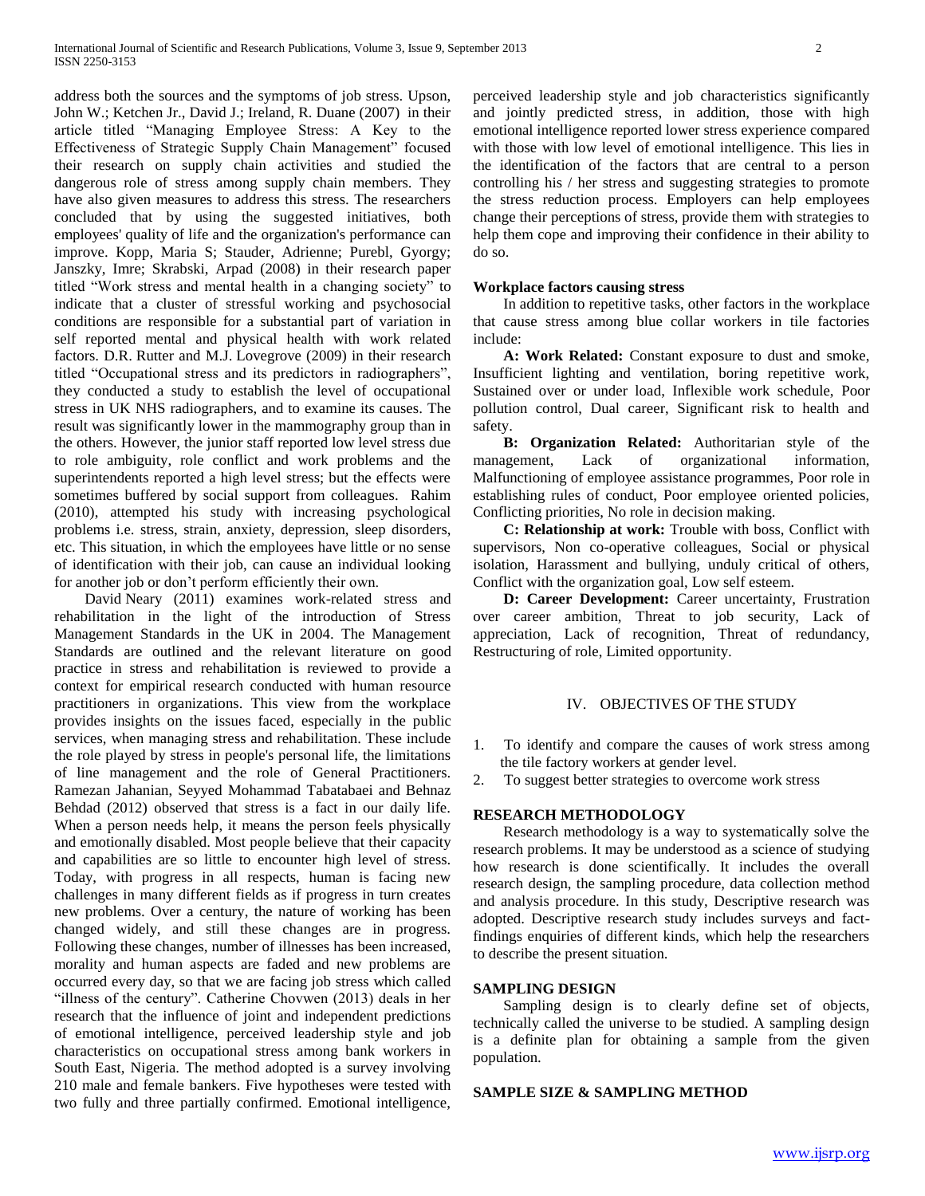address both the sources and the symptoms of job stress. Upson, John W.; Ketchen Jr., David J.; Ireland, R. Duane (2007) in their article titled "Managing Employee Stress: A Key to the Effectiveness of Strategic Supply Chain Management" focused their research on supply chain activities and studied the dangerous role of stress among supply chain members. They have also given measures to address this stress. The researchers concluded that by using the suggested initiatives, both employees' quality of life and the organization's performance can improve. Kopp, Maria S; Stauder, Adrienne; Purebl, Gyorgy; Janszky, Imre; Skrabski, Arpad (2008) in their research paper titled "Work stress and mental health in a changing society" to indicate that a cluster of stressful working and psychosocial conditions are responsible for a substantial part of variation in self reported mental and physical health with work related factors. D.R. Rutter and M.J. Lovegrove (2009) in their research titled "Occupational stress and its predictors in radiographers", they conducted a study to establish the level of occupational stress in UK NHS radiographers, and to examine its causes. The result was significantly lower in the mammography group than in the others. However, the junior staff reported low level stress due to role ambiguity, role conflict and work problems and the superintendents reported a high level stress; but the effects were sometimes buffered by social support from colleagues. Rahim (2010), attempted his study with increasing psychological problems i.e. stress, strain, anxiety, depression, sleep disorders, etc. This situation, in which the employees have little or no sense of identification with their job, can cause an individual looking for another job or don't perform efficiently their own.

David Neary (2011) examines work-related stress and rehabilitation in the light of the introduction of Stress Management Standards in the UK in 2004. The Management Standards are outlined and the relevant literature on good practice in stress and rehabilitation is reviewed to provide a context for empirical research conducted with human resource practitioners in organizations. This view from the workplace provides insights on the issues faced, especially in the public services, when managing stress and rehabilitation. These include the role played by stress in people's personal life, the limitations of line management and the role of General Practitioners. Ramezan Jahanian, Seyyed Mohammad Tabatabaei and Behnaz Behdad (2012) observed that stress is a fact in our daily life. When a person needs help, it means the person feels physically and emotionally disabled. Most people believe that their capacity and capabilities are so little to encounter high level of stress. Today, with progress in all respects, human is facing new challenges in many different fields as if progress in turn creates new problems. Over a century, the nature of working has been changed widely, and still these changes are in progress. Following these changes, number of illnesses has been increased, morality and human aspects are faded and new problems are occurred every day, so that we are facing job stress which called "illness of the century". Catherine Chovwen (2013) deals in her research that the influence of joint and independent predictions of emotional intelligence, perceived leadership style and job characteristics on occupational stress among bank workers in South East, Nigeria. The method adopted is a survey involving 210 male and female bankers. Five hypotheses were tested with two fully and three partially confirmed. Emotional intelligence, perceived leadership style and job characteristics significantly and jointly predicted stress, in addition, those with high emotional intelligence reported lower stress experience compared with those with low level of emotional intelligence. This lies in the identification of the factors that are central to a person controlling his / her stress and suggesting strategies to promote the stress reduction process. Employers can help employees change their perceptions of stress, provide them with strategies to help them cope and improving their confidence in their ability to do so.

### Workplace factors causing stress

In addition to repetitive tasks, other factors in the workplace that cause stress among blue collar workers in tile factories include:

**A: Work Related:** Constant exposure to dust and smoke, Insufficient lighting and ventilation, boring repetitive work, Sustained over or under load, Inflexible work schedule, Poor pollution control, Dual career, Significant risk to health and safety.

**B: Organization Related:** Authoritarian style of the management, Lack of organizational information, Malfunctioning of employee assistance programmes, Poor role in establishing rules of conduct, Poor employee oriented policies, Conflicting priorities, No role in decision making.

**C: Relationship at work:** Trouble with boss, Conflict with supervisors, Non co-operative colleagues, Social or physical isolation, Harassment and bullying, unduly critical of others, Conflict with the organization goal, Low self esteem.

**D: Career Development:** Career uncertainty, Frustration over career ambition, Threat to job security, Lack of appreciation, Lack of recognition, Threat of redundancy, Restructuring of role, Limited opportunity.

## IV. Objectives of the Study

1. To identify and compare the causes of work stress among the tile factory workers at gender level.
2. To suggest better strategies to overcome work stress

### RESEARCH METHODOLOGY

Research methodology is a way to systematically solve the research problems. It may be understood as a science of studying how research is done scientifically. It includes the overall research design, the sampling procedure, data collection method and analysis procedure. In this study, Descriptive research was adopted. Descriptive research study includes surveys and fact-findings enquiries of different kinds, which help the researchers to describe the present situation.

### SAMPLING DESIGN

Sampling design is to clearly define set of objects, technically called the universe to be studied. A sampling design is a definite plan for obtaining a sample from the given population.

### SAMPLE SIZE & SAMPLING METHOD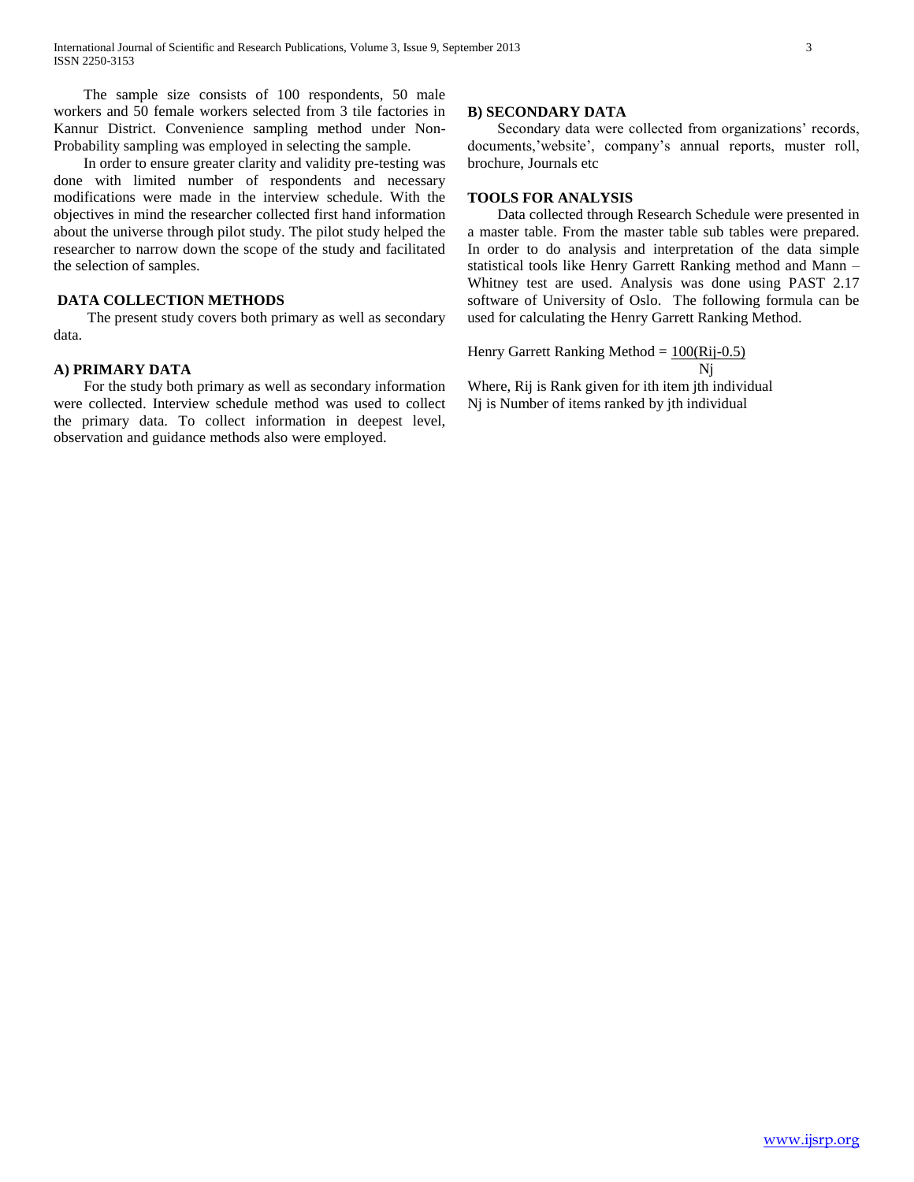The sample size consists of 100 respondents, 50 male workers and 50 female workers selected from 3 tile factories in Kannur District. Convenience sampling method under Non-Probability sampling was employed in selecting the sample.

In order to ensure greater clarity and validity pre-testing was done with limited number of respondents and necessary modifications were made in the interview schedule. With the objectives in mind the researcher collected first hand information about the universe through pilot study. The pilot study helped the researcher to narrow down the scope of the study and facilitated the selection of samples.

## DATA COLLECTION METHODS

The present study covers both primary as well as secondary data.

### A) PRIMARY DATA

For the study both primary as well as secondary information were collected. Interview schedule method was used to collect the primary data. To collect information in deepest level, observation and guidance methods also were employed.

### B) SECONDARY DATA

Secondary data were collected from organizations' records, documents,'website', company's annual reports, muster roll, brochure, Journals etc

## TOOLS FOR ANALYSIS

Data collected through Research Schedule were presented in a master table. From the master table sub tables were prepared. In order to do analysis and interpretation of the data simple statistical tools like Henry Garrett Ranking method and Mann – Whitney test are used. Analysis was done using PAST 2.17 software of University of Oslo. The following formula can be used for calculating the Henry Garrett Ranking Method.

$$\text{Henry Garrett Ranking Method} = \frac{100(R_{ij}-0.5)}{N_j}$$

Where, $R_{ij}$ is Rank given for ith item jth individual
$N_j$ is Number of items ranked by jth individual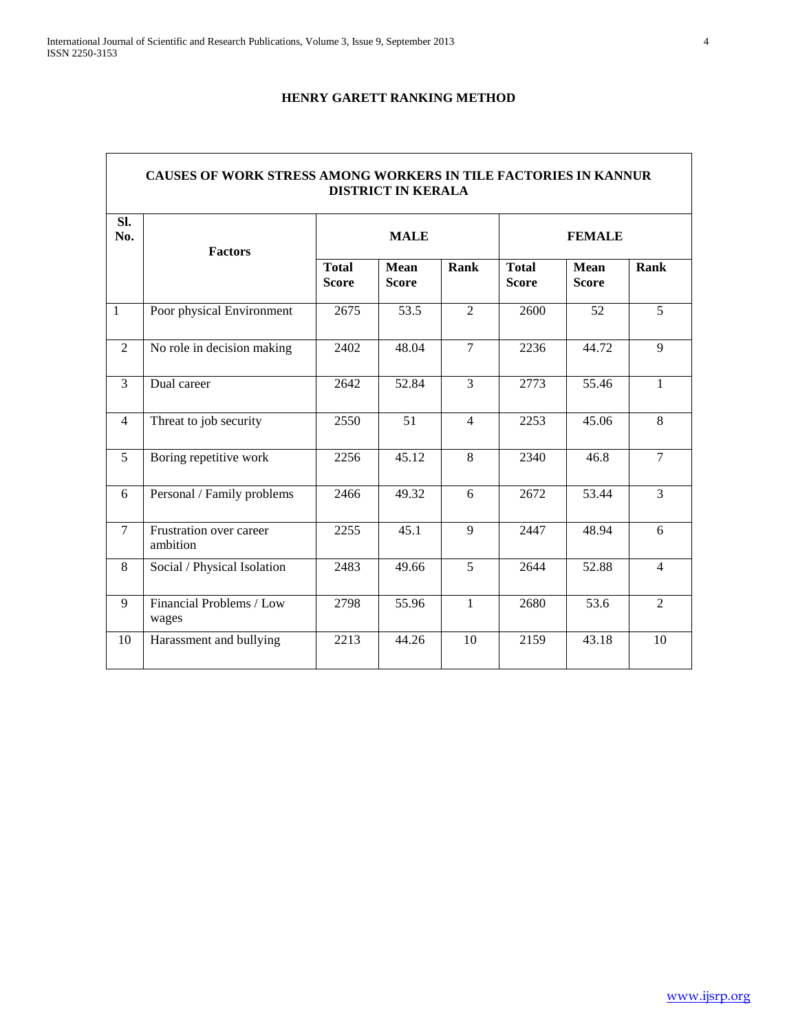## HENRY GARETT RANKING METHOD

**CAUSES OF WORK STRESS AMONG WORKERS IN TILE FACTORIES IN KANNUR DISTRICT IN KERALA**

| Sl. No. | Factors | MALE | | | FEMALE | | |
|---|---|---|---|---|---|---|---|
| | | Total Score | Mean Score | Rank | Total Score | Mean Score | Rank |
| 1 | Poor physical Environment | 2675 | 53.5 | 2 | 2600 | 52 | 5 |
| 2 | No role in decision making | 2402 | 48.04 | 7 | 2236 | 44.72 | 9 |
| 3 | Dual career | 2642 | 52.84 | 3 | 2773 | 55.46 | 1 |
| 4 | Threat to job security | 2550 | 51 | 4 | 2253 | 45.06 | 8 |
| 5 | Boring repetitive work | 2256 | 45.12 | 8 | 2340 | 46.8 | 7 |
| 6 | Personal / Family problems | 2466 | 49.32 | 6 | 2672 | 53.44 | 3 |
| 7 | Frustration over career ambition | 2255 | 45.1 | 9 | 2447 | 48.94 | 6 |
| 8 | Social / Physical Isolation | 2483 | 49.66 | 5 | 2644 | 52.88 | 4 |
| 9 | Financial Problems / Low wages | 2798 | 55.96 | 1 | 2680 | 53.6 | 2 |
| 10 | Harassment and bullying | 2213 | 44.26 | 10 | 2159 | 43.18 | 10 |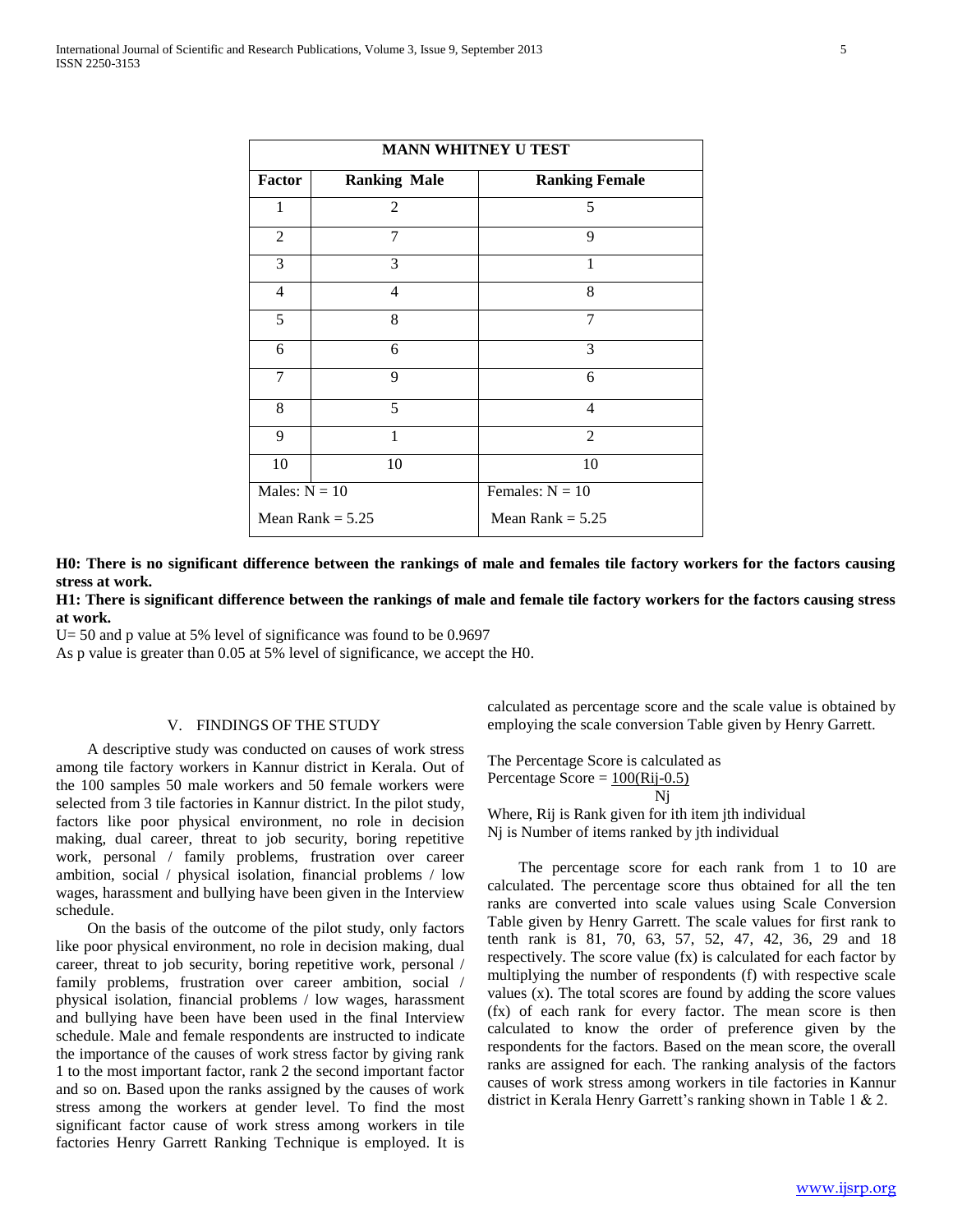| MANN WHITNEY U TEST | | |
|---|---|---|
| **Factor** | **Ranking Male** | **Ranking Female** |
| 1 | 2 | 5 |
| 2 | 7 | 9 |
| 3 | 3 | 1 |
| 4 | 4 | 8 |
| 5 | 8 | 7 |
| 6 | 6 | 3 |
| 7 | 9 | 6 |
| 8 | 5 | 4 |
| 9 | 1 | 2 |
| 10 | 10 | 10 |
| Males: N = 10 | | Females: N = 10 |
| Mean Rank = 5.25 | | Mean Rank = 5.25 |

**H0: There is no significant difference between the rankings of male and females tile factory workers for the factors causing stress at work.**

**H1: There is significant difference between the rankings of male and female tile factory workers for the factors causing stress at work.**

U= 50 and p value at 5% level of significance was found to be 0.9697

As p value is greater than 0.05 at 5% level of significance, we accept the H0.

## V. FINDINGS OF THE STUDY

A descriptive study was conducted on causes of work stress among tile factory workers in Kannur district in Kerala. Out of the 100 samples 50 male workers and 50 female workers were selected from 3 tile factories in Kannur district. In the pilot study, factors like poor physical environment, no role in decision making, dual career, threat to job security, boring repetitive work, personal / family problems, frustration over career ambition, social / physical isolation, financial problems / low wages, harassment and bullying have been given in the Interview schedule.

On the basis of the outcome of the pilot study, only factors like poor physical environment, no role in decision making, dual career, threat to job security, boring repetitive work, personal / family problems, frustration over career ambition, social / physical isolation, financial problems / low wages, harassment and bullying have been have been used in the final Interview schedule. Male and female respondents are instructed to indicate the importance of the causes of work stress factor by giving rank 1 to the most important factor, rank 2 the second important factor and so on. Based upon the ranks assigned by the causes of work stress among the workers at gender level. To find the most significant factor cause of work stress among workers in tile factories Henry Garrett Ranking Technique is employed. It is calculated as percentage score and the scale value is obtained by employing the scale conversion Table given by Henry Garrett.

The Percentage Score is calculated as

$$\text{Percentage Score} = \frac{100(R_{ij}-0.5)}{N_j}$$

Where, $R_{ij}$ is Rank given for ith item jth individual

$N_j$ is Number of items ranked by jth individual

The percentage score for each rank from 1 to 10 are calculated. The percentage score thus obtained for all the ten ranks are converted into scale values using Scale Conversion Table given by Henry Garrett. The scale values for first rank to tenth rank is 81, 70, 63, 57, 52, 47, 42, 36, 29 and 18 respectively. The score value (fx) is calculated for each factor by multiplying the number of respondents (f) with respective scale values (x). The total scores are found by adding the score values (fx) of each rank for every factor. The mean score is then calculated to know the order of preference given by the respondents for the factors. Based on the mean score, the overall ranks are assigned for each. The ranking analysis of the factors causes of work stress among workers in tile factories in Kannur district in Kerala Henry Garrett's ranking shown in Table 1 & 2.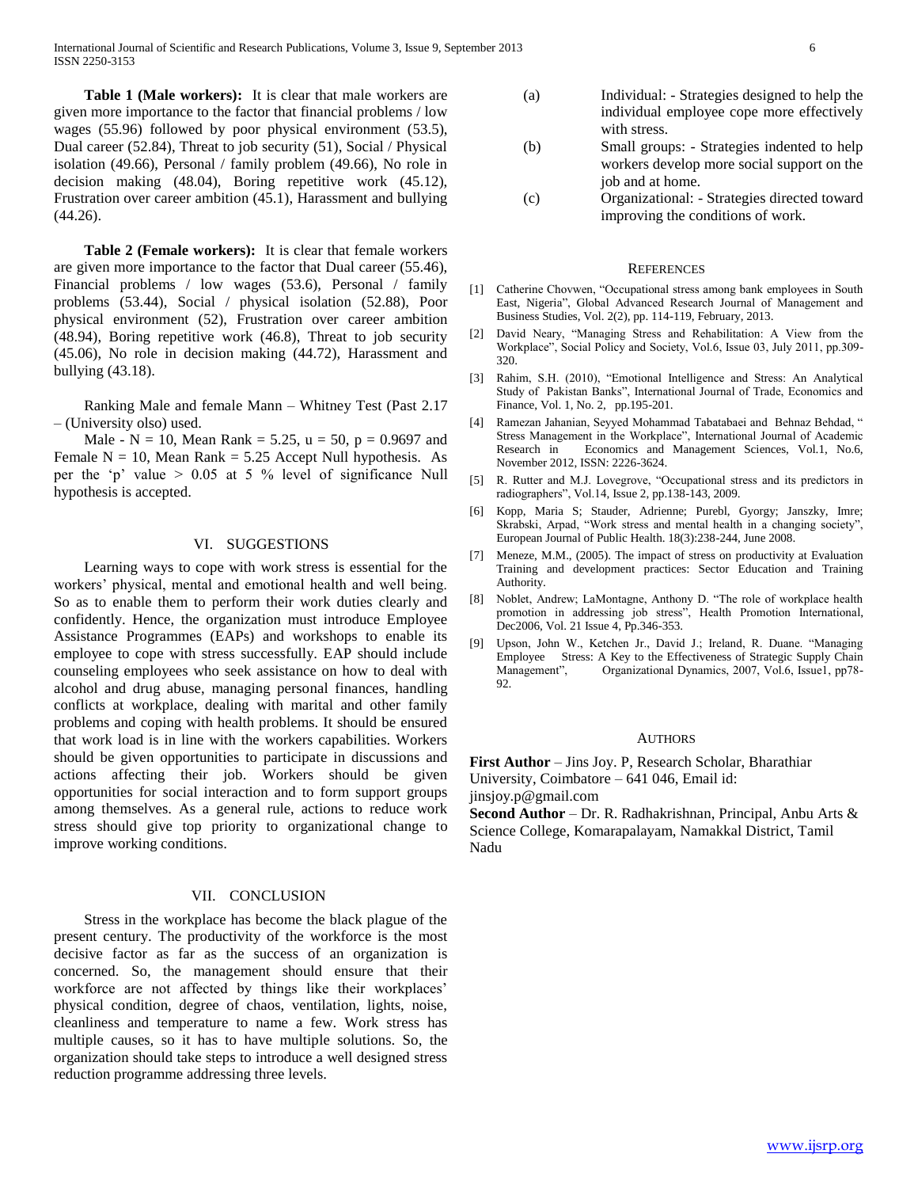**Table 1 (Male workers):** It is clear that male workers are given more importance to the factor that financial problems / low wages (55.96) followed by poor physical environment (53.5), Dual career (52.84), Threat to job security (51), Social / Physical isolation (49.66), Personal / family problem (49.66), No role in decision making (48.04), Boring repetitive work (45.12), Frustration over career ambition (45.1), Harassment and bullying (44.26).

**Table 2 (Female workers):** It is clear that female workers are given more importance to the factor that Dual career (55.46), Financial problems / low wages (53.6), Personal / family problems (53.44), Social / physical isolation (52.88), Poor physical environment (52), Frustration over career ambition (48.94), Boring repetitive work (46.8), Threat to job security (45.06), No role in decision making (44.72), Harassment and bullying (43.18).

Ranking Male and female Mann – Whitney Test (Past 2.17 – (University olso) used.

Male - N = 10, Mean Rank = 5.25, u = 50, p = 0.9697 and Female N = 10, Mean Rank = 5.25 Accept Null hypothesis. As per the 'p' value > 0.05 at 5 % level of significance Null hypothesis is accepted.

## VI. SUGGESTIONS

Learning ways to cope with work stress is essential for the workers' physical, mental and emotional health and well being. So as to enable them to perform their work duties clearly and confidently. Hence, the organization must introduce Employee Assistance Programmes (EAPs) and workshops to enable its employee to cope with stress successfully. EAP should include counseling employees who seek assistance on how to deal with alcohol and drug abuse, managing personal finances, handling conflicts at workplace, dealing with marital and other family problems and coping with health problems. It should be ensured that work load is in line with the workers capabilities. Workers should be given opportunities to participate in discussions and actions affecting their job. Workers should be given opportunities for social interaction and to form support groups among themselves. As a general rule, actions to reduce work stress should give top priority to organizational change to improve working conditions.

## VII. CONCLUSION

Stress in the workplace has become the black plague of the present century. The productivity of the workforce is the most decisive factor as far as the success of an organization is concerned. So, the management should ensure that their workforce are not affected by things like their workplaces' physical condition, degree of chaos, ventilation, lights, noise, cleanliness and temperature to name a few. Work stress has multiple causes, so it has to have multiple solutions. So, the organization should take steps to introduce a well designed stress reduction programme addressing three levels.

(a) Individual: - Strategies designed to help the individual employee cope more effectively with stress.

(b) Small groups: - Strategies indented to help workers develop more social support on the job and at home.

(c) Organizational: - Strategies directed toward improving the conditions of work.

## REFERENCES

[1] Catherine Chovwen, "Occupational stress among bank employees in South East, Nigeria", Global Advanced Research Journal of Management and Business Studies, Vol. 2(2), pp. 114-119, February, 2013.

[2] David Neary, "Managing Stress and Rehabilitation: A View from the Workplace", Social Policy and Society, Vol.6, Issue 03, July 2011, pp.309-320.

[3] Rahim, S.H. (2010), "Emotional Intelligence and Stress: An Analytical Study of Pakistan Banks", International Journal of Trade, Economics and Finance, Vol. 1, No. 2, pp.195-201.

[4] Ramezan Jahanian, Seyyed Mohammad Tabatabaei and Behnaz Behdad, " Stress Management in the Workplace", International Journal of Academic Research in Economics and Management Sciences, Vol.1, No.6, November 2012, ISSN: 2226-3624.

[5] R. Rutter and M.J. Lovegrove, "Occupational stress and its predictors in radiographers", Vol.14, Issue 2, pp.138-143, 2009.

[6] Kopp, Maria S; Stauder, Adrienne; Purebl, Gyorgy; Janszky, Imre; Skrabski, Arpad, "Work stress and mental health in a changing society", European Journal of Public Health. 18(3):238-244, June 2008.

[7] Meneze, M.M., (2005). The impact of stress on productivity at Evaluation Training and development practices: Sector Education and Training Authority.

[8] Noblet, Andrew; LaMontagne, Anthony D. "The role of workplace health promotion in addressing job stress", Health Promotion International, Dec2006, Vol. 21 Issue 4, Pp.346-353.

[9] Upson, John W., Ketchen Jr., David J.; Ireland, R. Duane. "Managing Employee Stress: A Key to the Effectiveness of Strategic Supply Chain Management", Organizational Dynamics, 2007, Vol.6, Issue1, pp78-92.

## AUTHORS

**First Author** – Jins Joy. P, Research Scholar, Bharathiar University, Coimbatore – 641 046, Email id: jinsjoy.p@gmail.com

**Second Author** – Dr. R. Radhakrishnan, Principal, Anbu Arts & Science College, Komarapalayam, Namakkal District, Tamil Nadu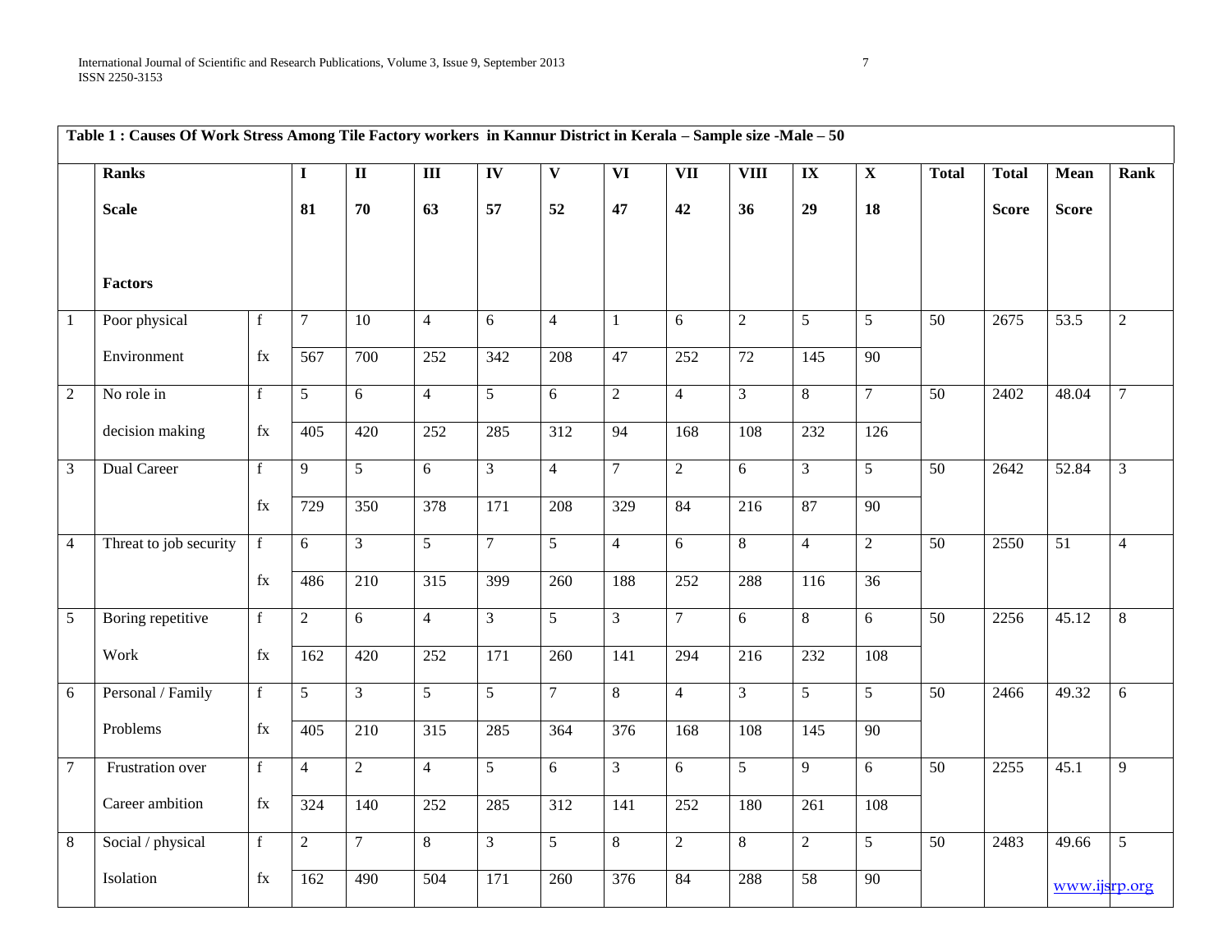**Table 1 : Causes Of Work Stress Among Tile Factory workers in Kannur District in Kerala – Sample size -Male – 50**

| | Ranks | | I | II | III | IV | V | VI | VII | VIII | IX | X | Total | Total | Mean | Rank |
|---|---|---|---|---|---|---|---|---|---|---|---|---|---|---|---|---|
| | Scale | | 81 | 70 | 63 | 57 | 52 | 47 | 42 | 36 | 29 | 18 | | Score | Score | |
| | Factors | | | | | | | | | | | | | | | |
| 1 | Poor physical Environment | f | 7 | 10 | 4 | 6 | 4 | 1 | 6 | 2 | 5 | 5 | 50 | 2675 | 53.5 | 2 |
| | | fx | 567 | 700 | 252 | 342 | 208 | 47 | 252 | 72 | 145 | 90 | | | | |
| 2 | No role in decision making | f | 5 | 6 | 4 | 5 | 6 | 2 | 4 | 3 | 8 | 7 | 50 | 2402 | 48.04 | 7 |
| | | fx | 405 | 420 | 252 | 285 | 312 | 94 | 168 | 108 | 232 | 126 | | | | |
| 3 | Dual Career | f | 9 | 5 | 6 | 3 | 4 | 7 | 2 | 6 | 3 | 5 | 50 | 2642 | 52.84 | 3 |
| | | fx | 729 | 350 | 378 | 171 | 208 | 329 | 84 | 216 | 87 | 90 | | | | |
| 4 | Threat to job security | f | 6 | 3 | 5 | 7 | 5 | 4 | 6 | 8 | 4 | 2 | 50 | 2550 | 51 | 4 |
| | | fx | 486 | 210 | 315 | 399 | 260 | 188 | 252 | 288 | 116 | 36 | | | | |
| 5 | Boring repetitive Work | f | 2 | 6 | 4 | 3 | 5 | 3 | 7 | 6 | 8 | 6 | 50 | 2256 | 45.12 | 8 |
| | | fx | 162 | 420 | 252 | 171 | 260 | 141 | 294 | 216 | 232 | 108 | | | | |
| 6 | Personal / Family Problems | f | 5 | 3 | 5 | 5 | 7 | 8 | 4 | 3 | 5 | 5 | 50 | 2466 | 49.32 | 6 |
| | | fx | 405 | 210 | 315 | 285 | 364 | 376 | 168 | 108 | 145 | 90 | | | | |
| 7 | Frustration over Career ambition | f | 4 | 2 | 4 | 5 | 6 | 3 | 6 | 5 | 9 | 6 | 50 | 2255 | 45.1 | 9 |
| | | fx | 324 | 140 | 252 | 285 | 312 | 141 | 252 | 180 | 261 | 108 | | | | |
| 8 | Social / physical Isolation | f | 2 | 7 | 8 | 3 | 5 | 8 | 2 | 8 | 2 | 5 | 50 | 2483 | 49.66 | 5 |
| | | fx | 162 | 490 | 504 | 171 | 260 | 376 | 84 | 288 | 58 | 90 | | | | |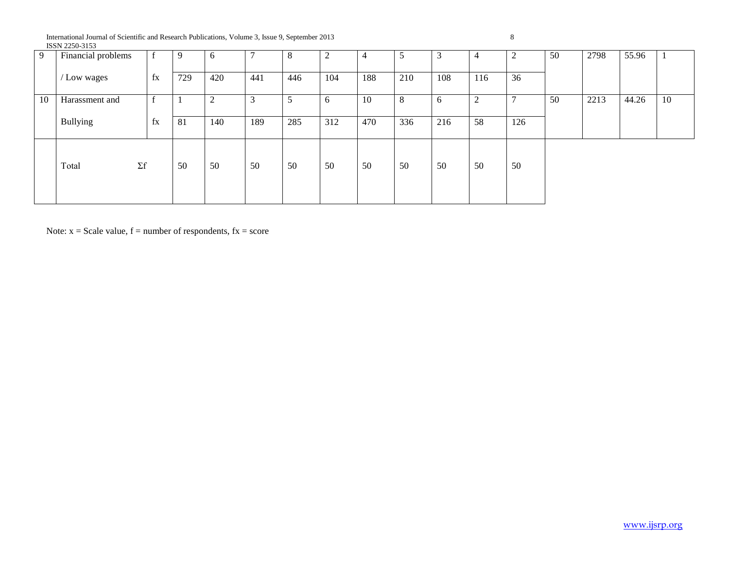| 9 | Financial problems / Low wages | f | 9 | 6 | 7 | 8 | 2 | 4 | 5 | 3 | 4 | 2 | 50 | 2798 | 55.96 | 1 |
|---|---|---|---|---|---|---|---|---|---|---|---|---|---|---|---|---|
| | | fx | 729 | 420 | 441 | 446 | 104 | 188 | 210 | 108 | 116 | 36 | | | | |
| 10 | Harassment and Bullying | f | 1 | 2 | 3 | 5 | 6 | 10 | 8 | 6 | 2 | 7 | 50 | 2213 | 44.26 | 10 |
| | | fx | 81 | 140 | 189 | 285 | 312 | 470 | 336 | 216 | 58 | 126 | | | | |
| | Total | Σf | 50 | 50 | 50 | 50 | 50 | 50 | 50 | 50 | 50 | 50 | | | | |

Note: x = Scale value, f = number of respondents, fx = score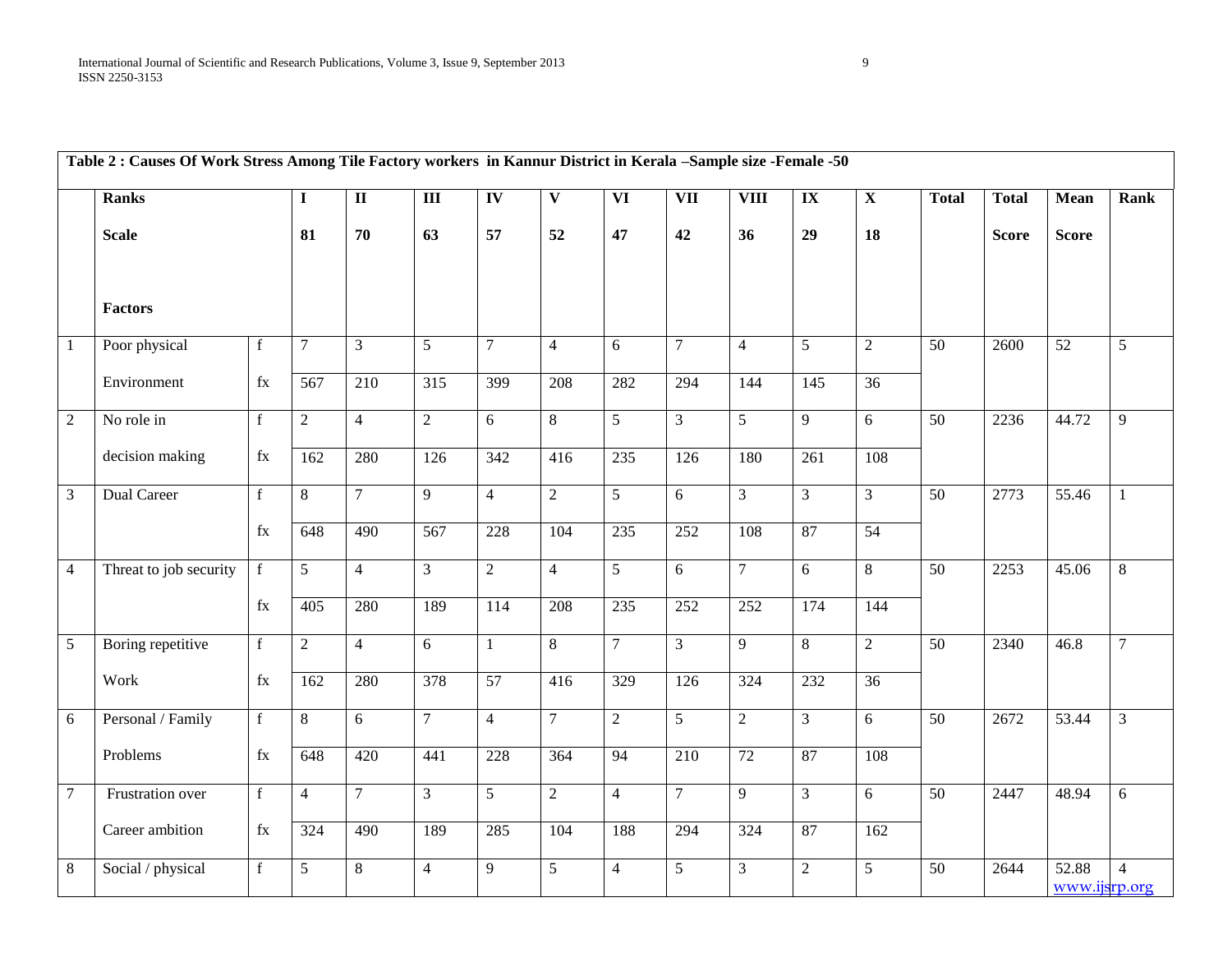| Table 2 : Causes Of Work Stress Among Tile Factory workers in Kannur District in Kerala –Sample size -Female -50 | | | | | | | | | | | | | | | |
|---|---|---|---|---|---|---|---|---|---|---|---|---|---|---|---|
| | **Ranks** | | **I** | **II** | **III** | **IV** | **V** | **VI** | **VII** | **VIII** | **IX** | **X** | **Total** | **Total** | **Mean** | **Rank** |
| | **Scale** | | **81** | **70** | **63** | **57** | **52** | **47** | **42** | **36** | **29** | **18** | | **Score** | **Score** | |
| | **Factors** | | | | | | | | | | | | | | | |
| 1 | Poor physical Environment | f | 7 | 3 | 5 | 7 | 4 | 6 | 7 | 4 | 5 | 2 | 50 | 2600 | 52 | 5 |
| | | fx | 567 | 210 | 315 | 399 | 208 | 282 | 294 | 144 | 145 | 36 | | | | |
| 2 | No role in decision making | f | 2 | 4 | 2 | 6 | 8 | 5 | 3 | 5 | 9 | 6 | 50 | 2236 | 44.72 | 9 |
| | | fx | 162 | 280 | 126 | 342 | 416 | 235 | 126 | 180 | 261 | 108 | | | | |
| 3 | Dual Career | f | 8 | 7 | 9 | 4 | 2 | 5 | 6 | 3 | 3 | 3 | 50 | 2773 | 55.46 | 1 |
| | | fx | 648 | 490 | 567 | 228 | 104 | 235 | 252 | 108 | 87 | 54 | | | | |
| 4 | Threat to job security | f | 5 | 4 | 3 | 2 | 4 | 5 | 6 | 7 | 6 | 8 | 50 | 2253 | 45.06 | 8 |
| | | fx | 405 | 280 | 189 | 114 | 208 | 235 | 252 | 252 | 174 | 144 | | | | |
| 5 | Boring repetitive Work | f | 2 | 4 | 6 | 1 | 8 | 7 | 3 | 9 | 8 | 2 | 50 | 2340 | 46.8 | 7 |
| | | fx | 162 | 280 | 378 | 57 | 416 | 329 | 126 | 324 | 232 | 36 | | | | |
| 6 | Personal / Family Problems | f | 8 | 6 | 7 | 4 | 7 | 2 | 5 | 2 | 3 | 6 | 50 | 2672 | 53.44 | 3 |
| | | fx | 648 | 420 | 441 | 228 | 364 | 94 | 210 | 72 | 87 | 108 | | | | |
| 7 | Frustration over Career ambition | f | 4 | 7 | 3 | 5 | 2 | 4 | 7 | 9 | 3 | 6 | 50 | 2447 | 48.94 | 6 |
| | | fx | 324 | 490 | 189 | 285 | 104 | 188 | 294 | 324 | 87 | 162 | | | | |
| 8 | Social / physical | f | 5 | 8 | 4 | 9 | 5 | 4 | 5 | 3 | 2 | 5 | 50 | 2644 | 52.88 | 4 |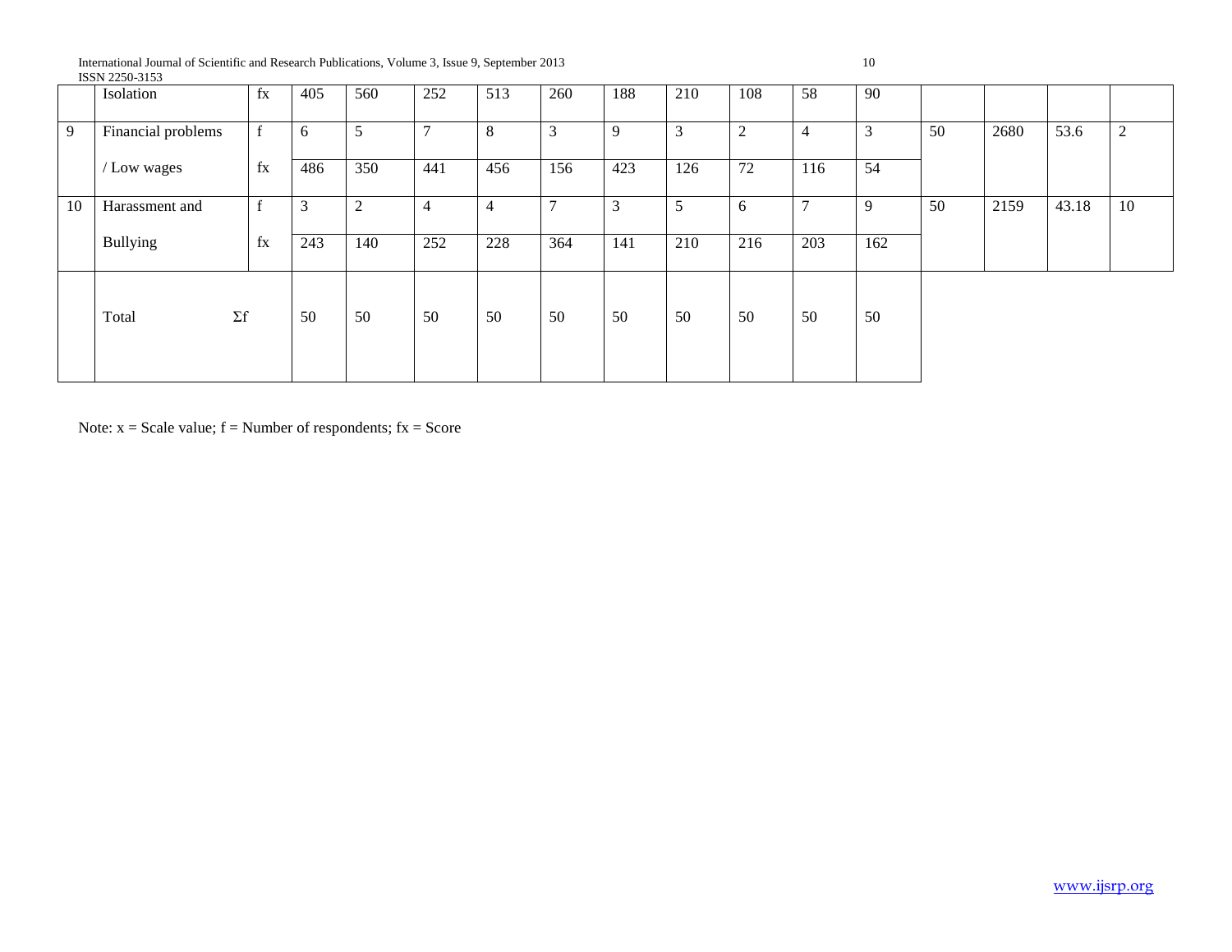| | | | | | | | | | | | | | | | | |
|---|---|---|---|---|---|---|---|---|---|---|---|---|---|---|---|---|
| | Isolation | fx | 405 | 560 | 252 | 513 | 260 | 188 | 210 | 108 | 58 | 90 | | | | |
| 9 | Financial problems | f | 6 | 5 | 7 | 8 | 3 | 9 | 3 | 2 | 4 | 3 | 50 | 2680 | 53.6 | 2 |
| | / Low wages | fx | 486 | 350 | 441 | 456 | 156 | 423 | 126 | 72 | 116 | 54 | | | | |
| 10 | Harassment and | f | 3 | 2 | 4 | 4 | 7 | 3 | 5 | 6 | 7 | 9 | 50 | 2159 | 43.18 | 10 |
| | Bullying | fx | 243 | 140 | 252 | 228 | 364 | 141 | 210 | 216 | 203 | 162 | | | | |
| | Total | Σf | 50 | 50 | 50 | 50 | 50 | 50 | 50 | 50 | 50 | 50 | | | | |

Note: x = Scale value; f = Number of respondents; fx = Score